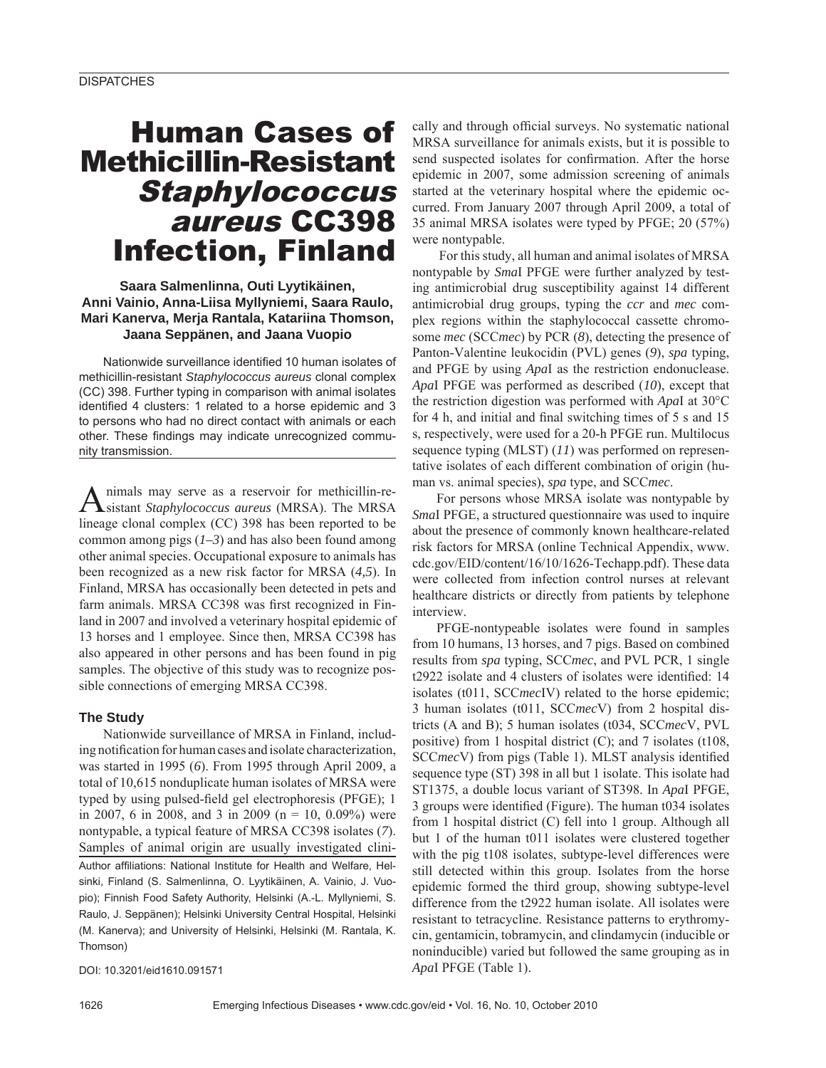# Human Cases of Methicillin-Resistant *Staphylococcus aureus* CC398 Infection, Finland

**Saara Salmenlinna, Outi Lyytikäinen, Anni Vainio, Anna-Liisa Myllyniemi, Saara Raulo, Mari Kanerva, Merja Rantala, Katariina Thomson, Jaana Seppänen, and Jaana Vuopio**

Nationwide surveillance identified 10 human isolates of methicillin-resistant *Staphylococcus aureus* clonal complex (CC) 398. Further typing in comparison with animal isolates identified 4 clusters: 1 related to a horse epidemic and 3 to persons who had no direct contact with animals or each other. These findings may indicate unrecognized community transmission.

Animals may serve as a reservoir for methicillin-resistant *Staphylococcus aureus* (MRSA). The MRSA lineage clonal complex (CC) 398 has been reported to be common among pigs (*1–3*) and has also been found among other animal species. Occupational exposure to animals has been recognized as a new risk factor for MRSA (*4,5*). In Finland, MRSA has occasionally been detected in pets and farm animals. MRSA CC398 was first recognized in Finland in 2007 and involved a veterinary hospital epidemic of 13 horses and 1 employee. Since then, MRSA CC398 has also appeared in other persons and has been found in pig samples. The objective of this study was to recognize possible connections of emerging MRSA CC398.

## The Study

Nationwide surveillance of MRSA in Finland, including notification for human cases and isolate characterization, was started in 1995 (*6*). From 1995 through April 2009, a total of 10,615 nonduplicate human isolates of MRSA were typed by using pulsed-field gel electrophoresis (PFGE); 1 in 2007, 6 in 2008, and 3 in 2009 (n = 10, 0.09%) were nontypable, a typical feature of MRSA CC398 isolates (*7*). Samples of animal origin are usually investigated clinically and through official surveys. No systematic national MRSA surveillance for animals exists, but it is possible to send suspected isolates for confirmation. After the horse epidemic in 2007, some admission screening of animals started at the veterinary hospital where the epidemic occurred. From January 2007 through April 2009, a total of 35 animal MRSA isolates were typed by PFGE; 20 (57%) were nontypable.

For this study, all human and animal isolates of MRSA nontypable by *Sma*I PFGE were further analyzed by testing antimicrobial drug susceptibility against 14 different antimicrobial drug groups, typing the *ccr* and *mec* complex regions within the staphylococcal cassette chromosome *mec* (SCC*mec*) by PCR (*8*), detecting the presence of Panton-Valentine leukocidin (PVL) genes (*9*), *spa* typing, and PFGE by using *Apa*I as the restriction endonuclease. *Apa*I PFGE was performed as described (*10*), except that the restriction digestion was performed with *Apa*I at 30°C for 4 h, and initial and final switching times of 5 s and 15 s, respectively, were used for a 20-h PFGE run. Multilocus sequence typing (MLST) (*11*) was performed on representative isolates of each different combination of origin (human vs. animal species), *spa* type, and SCC*mec*.

For persons whose MRSA isolate was nontypable by *Sma*I PFGE, a structured questionnaire was used to inquire about the presence of commonly known healthcare-related risk factors for MRSA (online Technical Appendix, www.cdc.gov/EID/content/16/10/1626-Techapp.pdf). These data were collected from infection control nurses at relevant healthcare districts or directly from patients by telephone interview.

PFGE-nontypeable isolates were found in samples from 10 humans, 13 horses, and 7 pigs. Based on combined results from *spa* typing, SCC*mec*, and PVL PCR, 1 single t2922 isolate and 4 clusters of isolates were identified: 14 isolates (t011, SCC*mec*IV) related to the horse epidemic; 3 human isolates (t011, SCC*mec*V) from 2 hospital districts (A and B); 5 human isolates (t034, SCC*mec*V, PVL positive) from 1 hospital district (C); and 7 isolates (t108, SCC*mec*V) from pigs (Table 1). MLST analysis identified sequence type (ST) 398 in all but 1 isolate. This isolate had ST1375, a double locus variant of ST398. In *Apa*I PFGE, 3 groups were identified (Figure). The human t034 isolates from 1 hospital district (C) fell into 1 group. Although all but 1 of the human t011 isolates were clustered together with the pig t108 isolates, subtype-level differences were still detected within this group. Isolates from the horse epidemic formed the third group, showing subtype-level difference from the t2922 human isolate. All isolates were resistant to tetracycline. Resistance patterns to erythromycin, gentamicin, tobramycin, and clindamycin (inducible or noninducible) varied but followed the same grouping as in *Apa*I PFGE (Table 1).

Author affiliations: National Institute for Health and Welfare, Helsinki, Finland (S. Salmenlinna, O. Lyytikäinen, A. Vainio, J. Vuopio); Finnish Food Safety Authority, Helsinki (A.-L. Myllyniemi, S. Raulo, J. Seppänen); Helsinki University Central Hospital, Helsinki (M. Kanerva); and University of Helsinki, Helsinki (M. Rantala, K. Thomson)

DOI: 10.3201/eid1610.091571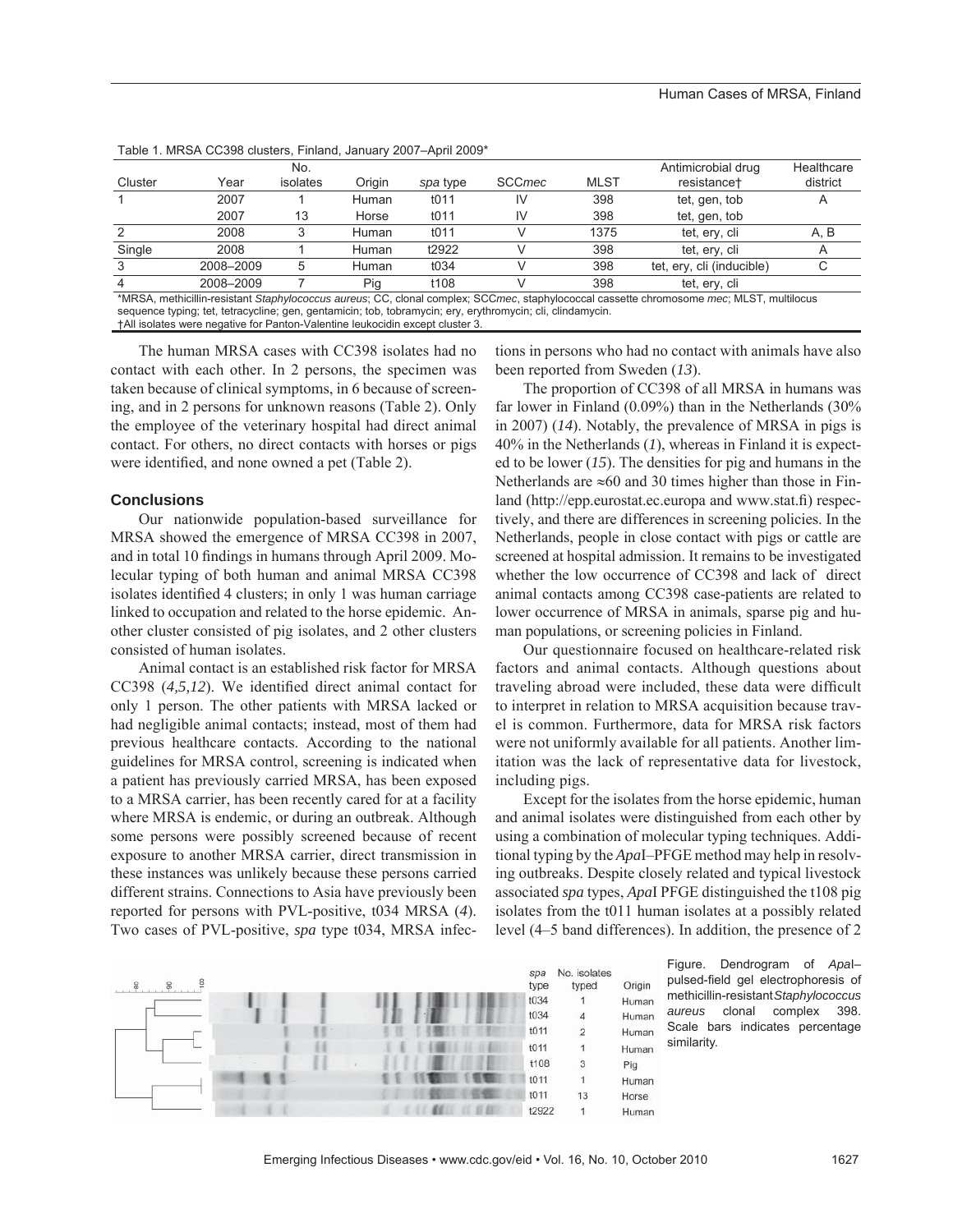Table 1. MRSA CC398 clusters, Finland, January 2007–April 2009*

| Cluster | Year | No. isolates | Origin | *spa* type | SCC*mec* | MLST | Antimicrobial drug resistance† | Healthcare district |
|---|---|---|---|---|---|---|---|---|
| 1 | 2007 | 1 | Human | t011 | IV | 398 | tet, gen, tob | A |
| | 2007 | 13 | Horse | t011 | IV | 398 | tet, gen, tob | |
| 2 | 2008 | 3 | Human | t011 | V | 1375 | tet, ery, cli | A, B |
| Single | 2008 | 1 | Human | t2922 | V | 398 | tet, ery, cli | A |
| 3 | 2008–2009 | 5 | Human | t034 | V | 398 | tet, ery, cli (inducible) | C |
| 4 | 2008–2009 | 7 | Pig | t108 | V | 398 | tet, ery, cli | |

*MRSA, methicillin-resistant *Staphylococcus aureus*; CC, clonal complex; SCC*mec*, staphylococcal cassette chromosome *mec*; MLST, multilocus sequence typing; tet, tetracycline; gen, gentamicin; tob, tobramycin; ery, erythromycin; cli, clindamycin.
†All isolates were negative for Panton-Valentine leukocidin except cluster 3.

The human MRSA cases with CC398 isolates had no contact with each other. In 2 persons, the specimen was taken because of clinical symptoms, in 6 because of screening, and in 2 persons for unknown reasons (Table 2). Only the employee of the veterinary hospital had direct animal contact. For others, no direct contacts with horses or pigs were identified, and none owned a pet (Table 2).

## Conclusions

Our nationwide population-based surveillance for MRSA showed the emergence of MRSA CC398 in 2007, and in total 10 findings in humans through April 2009. Molecular typing of both human and animal MRSA CC398 isolates identified 4 clusters; in only 1 was human carriage linked to occupation and related to the horse epidemic. Another cluster consisted of pig isolates, and 2 other clusters consisted of human isolates.

Animal contact is an established risk factor for MRSA CC398 (*4,5,12*). We identified direct animal contact for only 1 person. The other patients with MRSA lacked or had negligible animal contacts; instead, most of them had previous healthcare contacts. According to the national guidelines for MRSA control, screening is indicated when a patient has previously carried MRSA, has been exposed to a MRSA carrier, has been recently cared for at a facility where MRSA is endemic, or during an outbreak. Although some persons were possibly screened because of recent exposure to another MRSA carrier, direct transmission in these instances was unlikely because these persons carried different strains. Connections to Asia have previously been reported for persons with PVL-positive, t034 MRSA (*4*). Two cases of PVL-positive, *spa* type t034, MRSA infections in persons who had no contact with animals have also been reported from Sweden (*13*).

The proportion of CC398 of all MRSA in humans was far lower in Finland (0.09%) than in the Netherlands (30% in 2007) (*14*). Notably, the prevalence of MRSA in pigs is 40% in the Netherlands (*1*), whereas in Finland it is expected to be lower (*15*). The densities for pig and humans in the Netherlands are ≈60 and 30 times higher than those in Finland (http://epp.eurostat.ec.europa and www.stat.fi) respectively, and there are differences in screening policies. In the Netherlands, people in close contact with pigs or cattle are screened at hospital admission. It remains to be investigated whether the low occurrence of CC398 and lack of direct animal contacts among CC398 case-patients are related to lower occurrence of MRSA in animals, sparse pig and human populations, or screening policies in Finland.

Our questionnaire focused on healthcare-related risk factors and animal contacts. Although questions about traveling abroad were included, these data were difficult to interpret in relation to MRSA acquisition because travel is common. Furthermore, data for MRSA risk factors were not uniformly available for all patients. Another limitation was the lack of representative data for livestock, including pigs.

Except for the isolates from the horse epidemic, human and animal isolates were distinguished from each other by using a combination of molecular typing techniques. Additional typing by the *Apa*I–PFGE method may help in resolving outbreaks. Despite closely related and typical livestock associated *spa* types, *Apa*I PFGE distinguished the t108 pig isolates from the t011 human isolates at a possibly related level (4–5 band differences). In addition, the presence of 2

| *spa* type | No. isolates typed | Origin |
|---|---|---|
| t034 | 1 | Human |
| t034 | 4 | Human |
| t011 | 2 | Human |
| t011 | 1 | Human |
| t108 | 3 | Pig |
| t011 | 1 | Human |
| t011 | 13 | Horse |
| t2922 | 1 | Human |

Figure. Dendrogram of *Apa*I–pulsed-field gel electrophoresis of methicillin-resistant *Staphylococcus aureus* clonal complex 398. Scale bars indicates percentage similarity.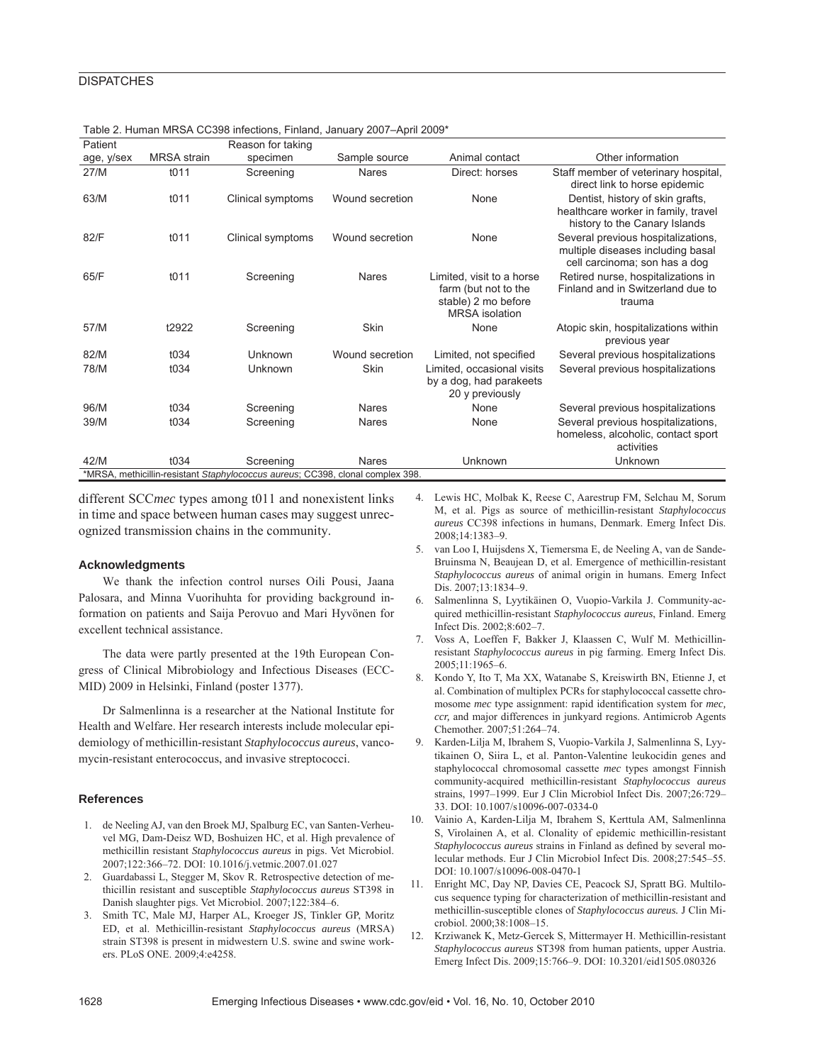Table 2. Human MRSA CC398 infections, Finland, January 2007–April 2009*

| Patient age, y/sex | MRSA strain | Reason for taking specimen | Sample source | Animal contact | Other information |
|---|---|---|---|---|---|
| 27/M | t011 | Screening | Nares | Direct: horses | Staff member of veterinary hospital, direct link to horse epidemic |
| 63/M | t011 | Clinical symptoms | Wound secretion | None | Dentist, history of skin grafts, healthcare worker in family, travel history to the Canary Islands |
| 82/F | t011 | Clinical symptoms | Wound secretion | None | Several previous hospitalizations, multiple diseases including basal cell carcinoma; son has a dog |
| 65/F | t011 | Screening | Nares | Limited, visit to a horse farm (but not to the stable) 2 mo before MRSA isolation | Retired nurse, hospitalizations in Finland and in Switzerland due to trauma |
| 57/M | t2922 | Screening | Skin | None | Atopic skin, hospitalizations within previous year |
| 82/M | t034 | Unknown | Wound secretion | Limited, not specified | Several previous hospitalizations |
| 78/M | t034 | Unknown | Skin | Limited, occasional visits by a dog, had parakeets 20 y previously | Several previous hospitalizations |
| 96/M | t034 | Screening | Nares | None | Several previous hospitalizations |
| 39/M | t034 | Screening | Nares | None | Several previous hospitalizations, homeless, alcoholic, contact sport activities |
| 42/M | t034 | Screening | Nares | Unknown | Unknown |

*MRSA, methicillin-resistant *Staphylococcus aureus*; CC398, clonal complex 398.

different SCC*mec* types among t011 and nonexistent links in time and space between human cases may suggest unrecognized transmission chains in the community.

### Acknowledgments

We thank the infection control nurses Oili Pousi, Jaana Palosara, and Minna Vuorihuhta for providing background information on patients and Saija Perovuo and Mari Hyvönen for excellent technical assistance.

The data were partly presented at the 19th European Congress of Clinical Mibrobiology and Infectious Diseases (ECCMID) 2009 in Helsinki, Finland (poster 1377).

Dr Salmenlinna is a researcher at the National Institute for Health and Welfare. Her research interests include molecular epidemiology of methicillin-resistant *Staphylococcus aureus*, vancomycin-resistant enterococcus, and invasive streptococci.

### References

1. de Neeling AJ, van den Broek MJ, Spalburg EC, van Santen-Verheuvel MG, Dam-Deisz WD, Boshuizen HC, et al. High prevalence of methicillin resistant *Staphylococcus aureus* in pigs. Vet Microbiol. 2007;122:366–72. DOI: 10.1016/j.vetmic.2007.01.027
2. Guardabassi L, Stegger M, Skov R. Retrospective detection of methicillin resistant and susceptible *Staphylococcus aureus* ST398 in Danish slaughter pigs. Vet Microbiol. 2007;122:384–6.
3. Smith TC, Male MJ, Harper AL, Kroeger JS, Tinkler GP, Moritz ED, et al. Methicillin-resistant *Staphylococcus aureus* (MRSA) strain ST398 is present in midwestern U.S. swine and swine workers. PLoS ONE. 2009;4:e4258.
4. Lewis HC, Molbak K, Reese C, Aarestrup FM, Selchau M, Sorum M, et al. Pigs as source of methicillin-resistant *Staphylococcus aureus* CC398 infections in humans, Denmark. Emerg Infect Dis. 2008;14:1383–9.
5. van Loo I, Huijsdens X, Tiemersma E, de Neeling A, van de Sande-Bruinsma N, Beaujean D, et al. Emergence of methicillin-resistant *Staphylococcus aureus* of animal origin in humans. Emerg Infect Dis. 2007;13:1834–9.
6. Salmenlinna S, Lyytikäinen O, Vuopio-Varkila J. Community-acquired methicillin-resistant *Staphylococcus aureus*, Finland. Emerg Infect Dis. 2002;8:602–7.
7. Voss A, Loeffen F, Bakker J, Klaassen C, Wulf M. Methicillin-resistant *Staphylococcus aureus* in pig farming. Emerg Infect Dis. 2005;11:1965–6.
8. Kondo Y, Ito T, Ma XX, Watanabe S, Kreiswirth BN, Etienne J, et al. Combination of multiplex PCRs for staphylococcal cassette chromosome *mec* type assignment: rapid identification system for *mec*, *ccr*, and major differences in junkyard regions. Antimicrob Agents Chemother. 2007;51:264–74.
9. Karden-Lilja M, Ibrahem S, Vuopio-Varkila J, Salmenlinna S, Lyytikainen O, Siira L, et al. Panton-Valentine leukocidin genes and staphylococcal chromosomal cassette *mec* types amongst Finnish community-acquired methicillin-resistant *Staphylococcus aureus* strains, 1997–1999. Eur J Clin Microbiol Infect Dis. 2007;26:729–33. DOI: 10.1007/s10096-007-0334-0
10. Vainio A, Karden-Lilja M, Ibrahem S, Kerttula AM, Salmenlinna S, Virolainen A, et al. Clonality of epidemic methicillin-resistant *Staphylococcus aureus* strains in Finland as defined by several molecular methods. Eur J Clin Microbiol Infect Dis. 2008;27:545–55. DOI: 10.1007/s10096-008-0470-1
11. Enright MC, Day NP, Davies CE, Peacock SJ, Spratt BG. Multilocus sequence typing for characterization of methicillin-resistant and methicillin-susceptible clones of *Staphylococcus aureus.* J Clin Microbiol. 2000;38:1008–15.
12. Krziwanek K, Metz-Gercek S, Mittermayer H. Methicillin-resistant *Staphylococcus aureus* ST398 from human patients, upper Austria. Emerg Infect Dis. 2009;15:766–9. DOI: 10.3201/eid1505.080326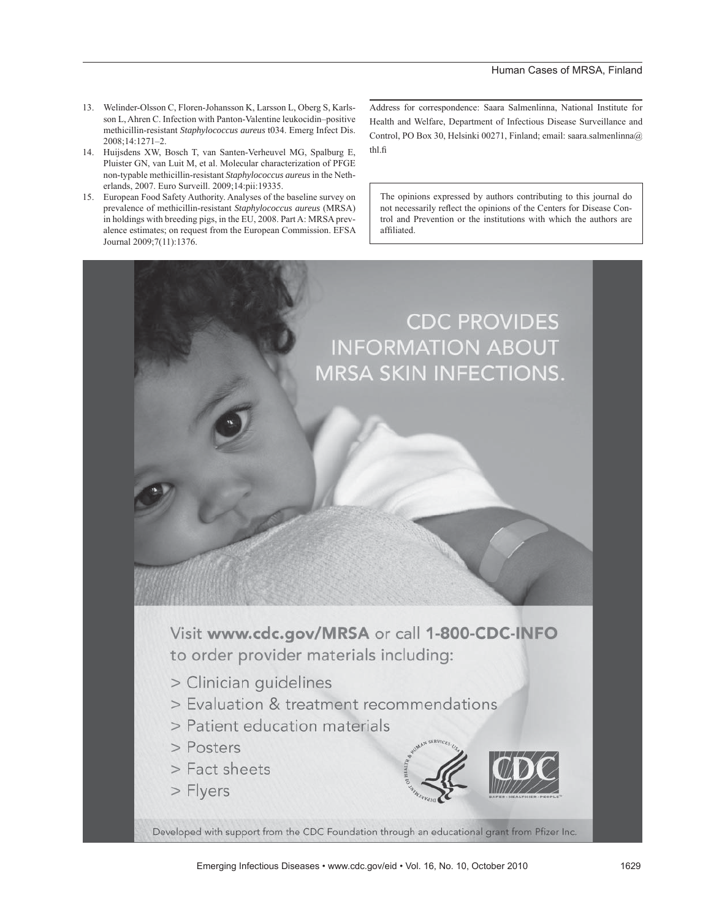13. Welinder-Olsson C, Floren-Johansson K, Larsson L, Oberg S, Karlsson L, Ahren C. Infection with Panton-Valentine leukocidin–positive methicillin-resistant *Staphylococcus aureus* t034. Emerg Infect Dis. 2008;14:1271–2.
14. Huijsdens XW, Bosch T, van Santen-Verheuvel MG, Spalburg E, Pluister GN, van Luit M, et al. Molecular characterization of PFGE non-typable methicillin-resistant *Staphylococcus aureus* in the Netherlands, 2007. Euro Surveill. 2009;14:pii:19335.
15. European Food Safety Authority. Analyses of the baseline survey on prevalence of methicillin-resistant *Staphylococcus aureus* (MRSA) in holdings with breeding pigs, in the EU, 2008. Part A: MRSA prevalence estimates; on request from the European Commission. EFSA Journal 2009;7(11):1376.

Address for correspondence: Saara Salmenlinna, National Institute for Health and Welfare, Department of Infectious Disease Surveillance and Control, PO Box 30, Helsinki 00271, Finland; email: saara.salmenlinna@thl.fi

The opinions expressed by authors contributing to this journal do not necessarily reflect the opinions of the Centers for Disease Control and Prevention or the institutions with which the authors are affiliated.

CDC PROVIDES INFORMATION ABOUT MRSA SKIN INFECTIONS.

Visit **www.cdc.gov/MRSA** or call **1-800-CDC-INFO** to order provider materials including:

> Clinician guidelines
> Evaluation & treatment recommendations
> Patient education materials
> Posters
> Fact sheets
> Flyers

Developed with support from the CDC Foundation through an educational grant from Pfizer Inc.